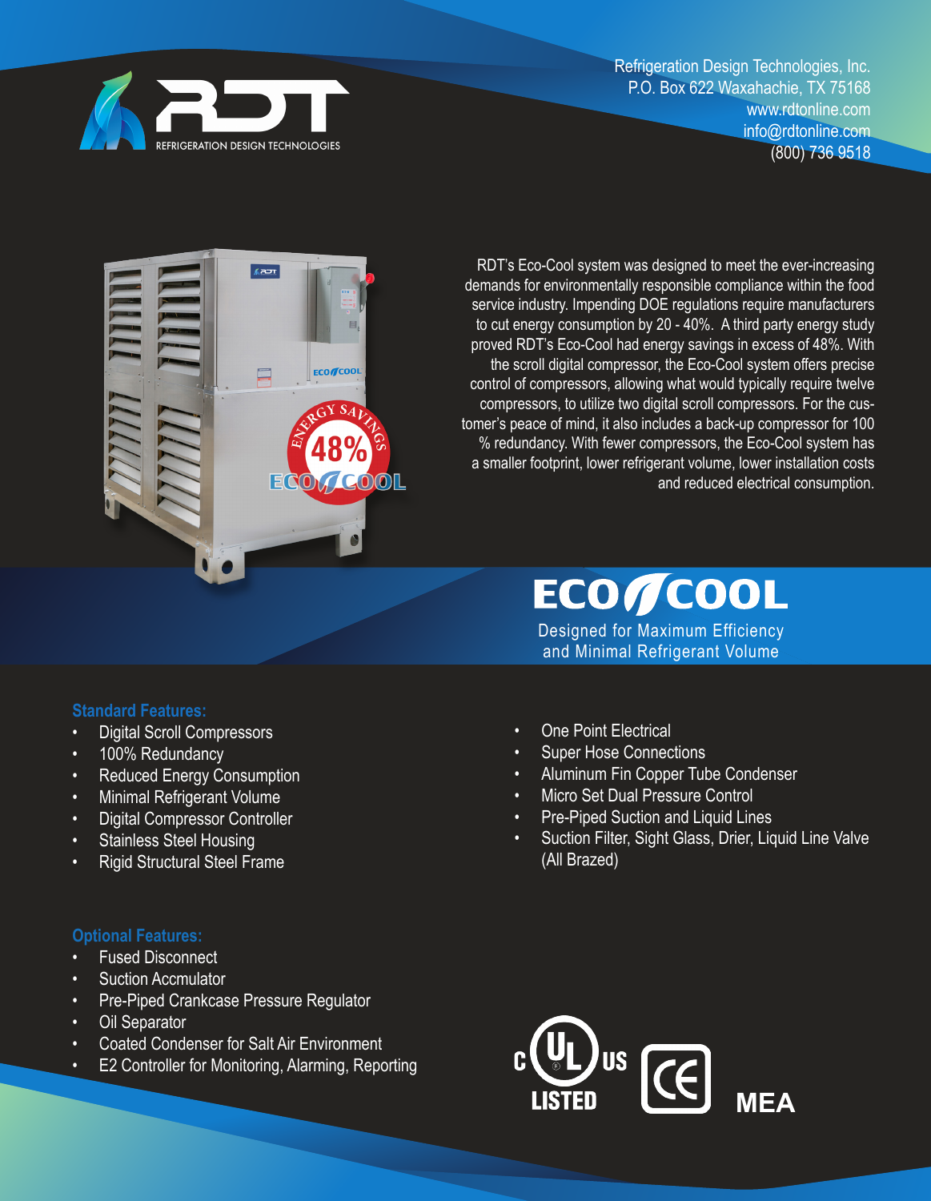RDT
REFRIGERATION DESIGN TECHNOLOGIES

Refrigeration Design Technologies, Inc.
P.O. Box 622 Waxahachie, TX 75168
www.rdtonline.com
info@rdtonline.com
(800) 736 9518

RDT's Eco-Cool system was designed to meet the ever-increasing demands for environmentally responsible compliance within the food service industry. Impending DOE regulations require manufacturers to cut energy consumption by 20 - 40%. A third party energy study proved RDT's Eco-Cool had energy savings in excess of 48%. With the scroll digital compressor, the Eco-Cool system offers precise control of compressors, allowing what would typically require twelve compressors, to utilize two digital scroll compressors. For the customer's peace of mind, it also includes a back-up compressor for 100 % redundancy. With fewer compressors, the Eco-Cool system has a smaller footprint, lower refrigerant volume, lower installation costs and reduced electrical consumption.

# ECO COOL

Designed for Maximum Efficiency and Minimal Refrigerant Volume

### Standard Features:

- Digital Scroll Compressors
- 100% Redundancy
- Reduced Energy Consumption
- Minimal Refrigerant Volume
- Digital Compressor Controller
- Stainless Steel Housing
- Rigid Structural Steel Frame
- One Point Electrical
- Super Hose Connections
- Aluminum Fin Copper Tube Condenser
- Micro Set Dual Pressure Control
- Pre-Piped Suction and Liquid Lines
- Suction Filter, Sight Glass, Drier, Liquid Line Valve (All Brazed)

### Optional Features:

- Fused Disconnect
- Suction Accmulator
- Pre-Piped Crankcase Pressure Regulator
- Oil Separator
- Coated Condenser for Salt Air Environment
- E2 Controller for Monitoring, Alarming, Reporting

c UL US LISTED   CE   MEA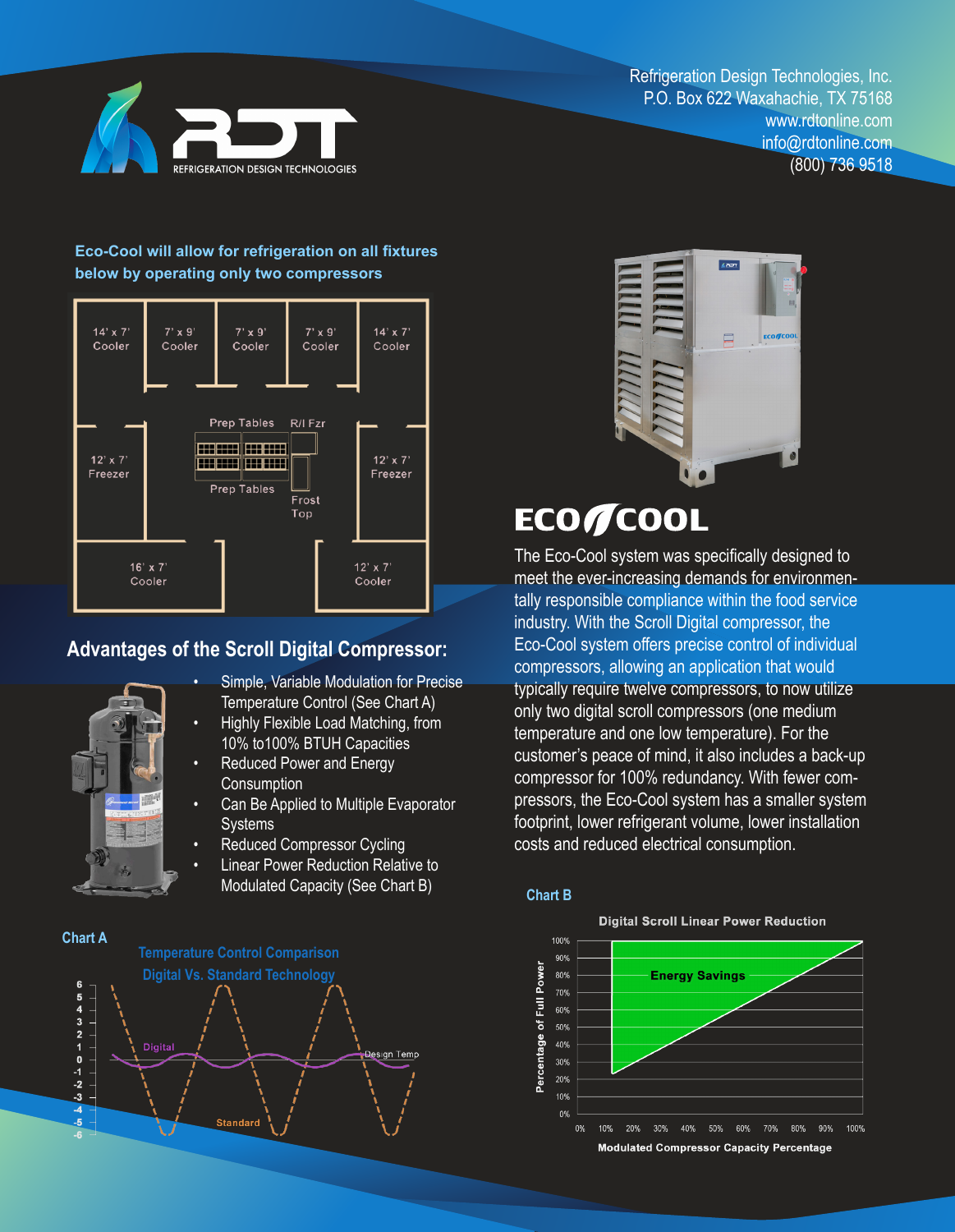Refrigeration Design Technologies, Inc.
P.O. Box 622 Waxahachie, TX 75168
www.rdtonline.com
info@rdtonline.com
(800) 736 9518

RDT
REFRIGERATION DESIGN TECHNOLOGIES

**Eco-Cool will allow for refrigeration on all fixtures below by operating only two compressors**

14' x 7' Cooler
7' x 9' Cooler
7' x 9' Cooler
7' x 9' Cooler
14' x 7' Cooler
12' x 7' Freezer
Prep Tables
R/I Fzr
Prep Tables
Frost Top
12' x 7' Freezer
16' x 7' Cooler
12' x 7' Cooler

## ECO COOL

The Eco-Cool system was specifically designed to meet the ever-increasing demands for environmentally responsible compliance within the food service industry. With the Scroll Digital compressor, the Eco-Cool system offers precise control of individual compressors, allowing an application that would typically require twelve compressors, to now utilize only two digital scroll compressors (one medium temperature and one low temperature). For the customer's peace of mind, it also includes a back-up compressor for 100% redundancy. With fewer compressors, the Eco-Cool system has a smaller system footprint, lower refrigerant volume, lower installation costs and reduced electrical consumption.

## Advantages of the Scroll Digital Compressor:

- Simple, Variable Modulation for Precise Temperature Control (See Chart A)
- Highly Flexible Load Matching, from 10% to100% BTUH Capacities
- Reduced Power and Energy Consumption
- Can Be Applied to Multiple Evaporator Systems
- Reduced Compressor Cycling
- Linear Power Reduction Relative to Modulated Capacity (See Chart B)

**Chart A**

Temperature Control Comparison
Digital Vs. Standard Technology

6 5 4 3 2 1 0 -1 -2 -3 -4 -5 -6

Digital
Design Temp
Standard

**Chart B**

Digital Scroll Linear Power Reduction

Energy Savings

Percentage of Full Power

100% 90% 80% 70% 60% 50% 40% 30% 20% 10% 0%

0% 10% 20% 30% 40% 50% 60% 70% 80% 90% 100%

Modulated Compressor Capacity Percentage